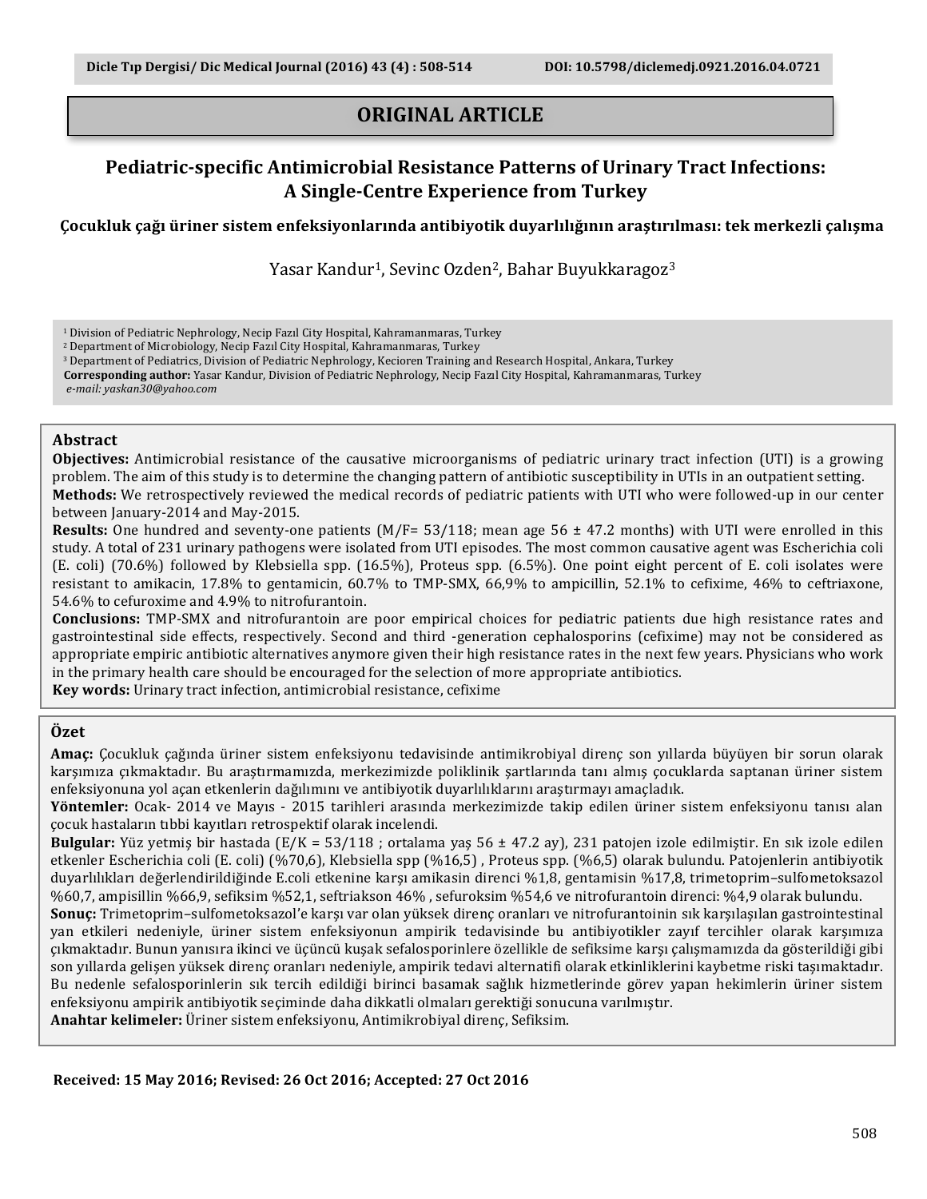**ORIGINAL ARTICLE**

# Pediatric-specific Antimicrobial Resistance Patterns of Urinary Tract Infections: A Single-Centre Experience from Turkey

### Çocukluk çağı üriner sistem enfeksiyonlarında antibiyotik duyarlılığının araştırılması: tek merkezli çalışma

Yasar Kandur[1], Sevinc Ozden[2], Bahar Buyukkaragoz[3]

[1] Division of Pediatric Nephrology, Necip Fazıl City Hospital, Kahramanmaras, Turkey
[2] Department of Microbiology, Necip Fazıl City Hospital, Kahramanmaras, Turkey
[3] Department of Pediatrics, Division of Pediatric Nephrology, Kecioren Training and Research Hospital, Ankara, Turkey
**Corresponding author:** Yasar Kandur, Division of Pediatric Nephrology, Necip Fazıl City Hospital, Kahramanmaras, Turkey
*e-mail: yaskan30@yahoo.com*

## Abstract

**Objectives:** Antimicrobial resistance of the causative microorganisms of pediatric urinary tract infection (UTI) is a growing problem. The aim of this study is to determine the changing pattern of antibiotic susceptibility in UTIs in an outpatient setting.
**Methods:** We retrospectively reviewed the medical records of pediatric patients with UTI who were followed-up in our center between January-2014 and May-2015.
**Results:** One hundred and seventy-one patients (M/F= 53/118; mean age 56 ± 47.2 months) with UTI were enrolled in this study. A total of 231 urinary pathogens were isolated from UTI episodes. The most common causative agent was Escherichia coli (E. coli) (70.6%) followed by Klebsiella spp. (16.5%), Proteus spp. (6.5%). One point eight percent of E. coli isolates were resistant to amikacin, 17.8% to gentamicin, 60.7% to TMP-SMX, 66,9% to ampicillin, 52.1% to cefixime, 46% to ceftriaxone, 54.6% to cefuroxime and 4.9% to nitrofurantoin.
**Conclusions:** TMP-SMX and nitrofurantoin are poor empirical choices for pediatric patients due high resistance rates and gastrointestinal side effects, respectively. Second and third -generation cephalosporins (cefixime) may not be considered as appropriate empiric antibiotic alternatives anymore given their high resistance rates in the next few years. Physicians who work in the primary health care should be encouraged for the selection of more appropriate antibiotics.
**Key words:** Urinary tract infection, antimicrobial resistance, cefixime

## Özet

**Amaç:** Çocukluk çağında üriner sistem enfeksiyonu tedavisinde antimikrobiyal direnç son yıllarda büyüyen bir sorun olarak karşımıza çıkmaktadır. Bu araştırmamızda, merkezimizde poliklinik şartlarında tanı almış çocuklarda saptanan üriner sistem enfeksiyonuna yol açan etkenlerin dağılımını ve antibiyotik duyarlılıklarını araştırmayı amaçladık.
**Yöntemler:** Ocak- 2014 ve Mayıs - 2015 tarihleri arasında merkezimizde takip edilen üriner sistem enfeksiyonu tanısı alan çocuk hastaların tıbbi kayıtları retrospektif olarak incelendi.
**Bulgular:** Yüz yetmiş bir hastada (E/K = 53/118 ; ortalama yaş 56 ± 47.2 ay), 231 patojen izole edilmiştir. En sık izole edilen etkenler Escherichia coli (E. coli) (%70,6), Klebsiella spp (%16,5) , Proteus spp. (%6,5) olarak bulundu. Patojenlerin antibiyotik duyarlılıkları değerlendirildiğinde E.coli etkenine karşı amikasin direnci %1,8, gentamisin %17,8, trimetoprim–sulfometoksazol %60,7, ampisillin %66,9, sefiksim %52,1, seftriakson 46% , sefuroksim %54,6 ve nitrofurantoin direnci: %4,9 olarak bulundu.
**Sonuç:** Trimetoprim–sulfometoksazol'e karşı var olan yüksek direnç oranları ve nitrofurantoinin sık karşılaşılan gastrointestinal yan etkileri nedeniyle, üriner sistem enfeksiyonun ampirik tedavisinde bu antibiyotikler zayıf tercihler olarak karşımıza çıkmaktadır. Bunun yanısıra ikinci ve üçüncü kuşak sefalosporinlere özellikle de sefiksime karşı çalışmamızda da gösterildiği gibi son yıllarda gelişen yüksek direnç oranları nedeniyle, ampirik tedavi alternatifi olarak etkinliklerini kaybetme riski taşımaktadır. Bu nedenle sefalosporinlerin sık tercih edildiği birinci basamak sağlık hizmetlerinde görev yapan hekimlerin üriner sistem enfeksiyonu ampirik antibiyotik seçiminde daha dikkatli olmaları gerektiği sonucuna varılmıştır.
**Anahtar kelimeler:** Üriner sistem enfeksiyonu, Antimikrobiyal direnç, Sefiksim.

**Received: 15 May 2016; Revised: 26 Oct 2016; Accepted: 27 Oct 2016**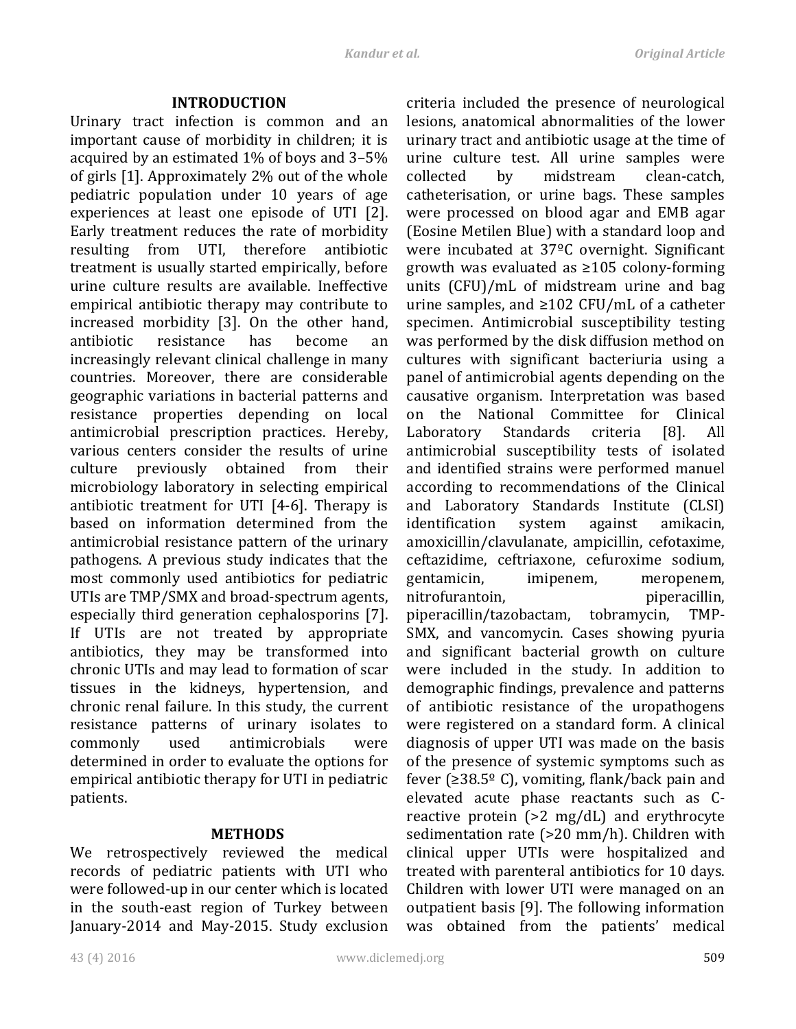## INTRODUCTION

Urinary tract infection is common and an important cause of morbidity in children; it is acquired by an estimated 1% of boys and 3–5% of girls [1]. Approximately 2% out of the whole pediatric population under 10 years of age experiences at least one episode of UTI [2]. Early treatment reduces the rate of morbidity resulting from UTI, therefore antibiotic treatment is usually started empirically, before urine culture results are available. Ineffective empirical antibiotic therapy may contribute to increased morbidity [3]. On the other hand, antibiotic resistance has become an increasingly relevant clinical challenge in many countries. Moreover, there are considerable geographic variations in bacterial patterns and resistance properties depending on local antimicrobial prescription practices. Hereby, various centers consider the results of urine culture previously obtained from their microbiology laboratory in selecting empirical antibiotic treatment for UTI [4-6]. Therapy is based on information determined from the antimicrobial resistance pattern of the urinary pathogens. A previous study indicates that the most commonly used antibiotics for pediatric UTIs are TMP/SMX and broad-spectrum agents, especially third generation cephalosporins [7]. If UTIs are not treated by appropriate antibiotics, they may be transformed into chronic UTIs and may lead to formation of scar tissues in the kidneys, hypertension, and chronic renal failure. In this study, the current resistance patterns of urinary isolates to commonly used antimicrobials were determined in order to evaluate the options for empirical antibiotic therapy for UTI in pediatric patients.

## METHODS

We retrospectively reviewed the medical records of pediatric patients with UTI who were followed-up in our center which is located in the south-east region of Turkey between January-2014 and May-2015. Study exclusion criteria included the presence of neurological lesions, anatomical abnormalities of the lower urinary tract and antibiotic usage at the time of urine culture test. All urine samples were collected by midstream clean-catch, catheterisation, or urine bags. These samples were processed on blood agar and EMB agar (Eosine Metilen Blue) with a standard loop and were incubated at 37ºC overnight. Significant growth was evaluated as ≥105 colony-forming units (CFU)/mL of midstream urine and bag urine samples, and ≥102 CFU/mL of a catheter specimen. Antimicrobial susceptibility testing was performed by the disk diffusion method on cultures with significant bacteriuria using a panel of antimicrobial agents depending on the causative organism. Interpretation was based on the National Committee for Clinical Laboratory Standards criteria [8]. All antimicrobial susceptibility tests of isolated and identified strains were performed manuel according to recommendations of the Clinical and Laboratory Standards Institute (CLSI) identification system against amikacin, amoxicillin/clavulanate, ampicillin, cefotaxime, ceftazidime, ceftriaxone, cefuroxime sodium, gentamicin, imipenem, meropenem, nitrofurantoin, piperacillin, piperacillin/tazobactam, tobramycin, TMP-SMX, and vancomycin. Cases showing pyuria and significant bacterial growth on culture were included in the study. In addition to demographic findings, prevalence and patterns of antibiotic resistance of the uropathogens were registered on a standard form. A clinical diagnosis of upper UTI was made on the basis of the presence of systemic symptoms such as fever (≥38.5º C), vomiting, flank/back pain and elevated acute phase reactants such as C-reactive protein (>2 mg/dL) and erythrocyte sedimentation rate (>20 mm/h). Children with clinical upper UTIs were hospitalized and treated with parenteral antibiotics for 10 days. Children with lower UTI were managed on an outpatient basis [9]. The following information was obtained from the patients' medical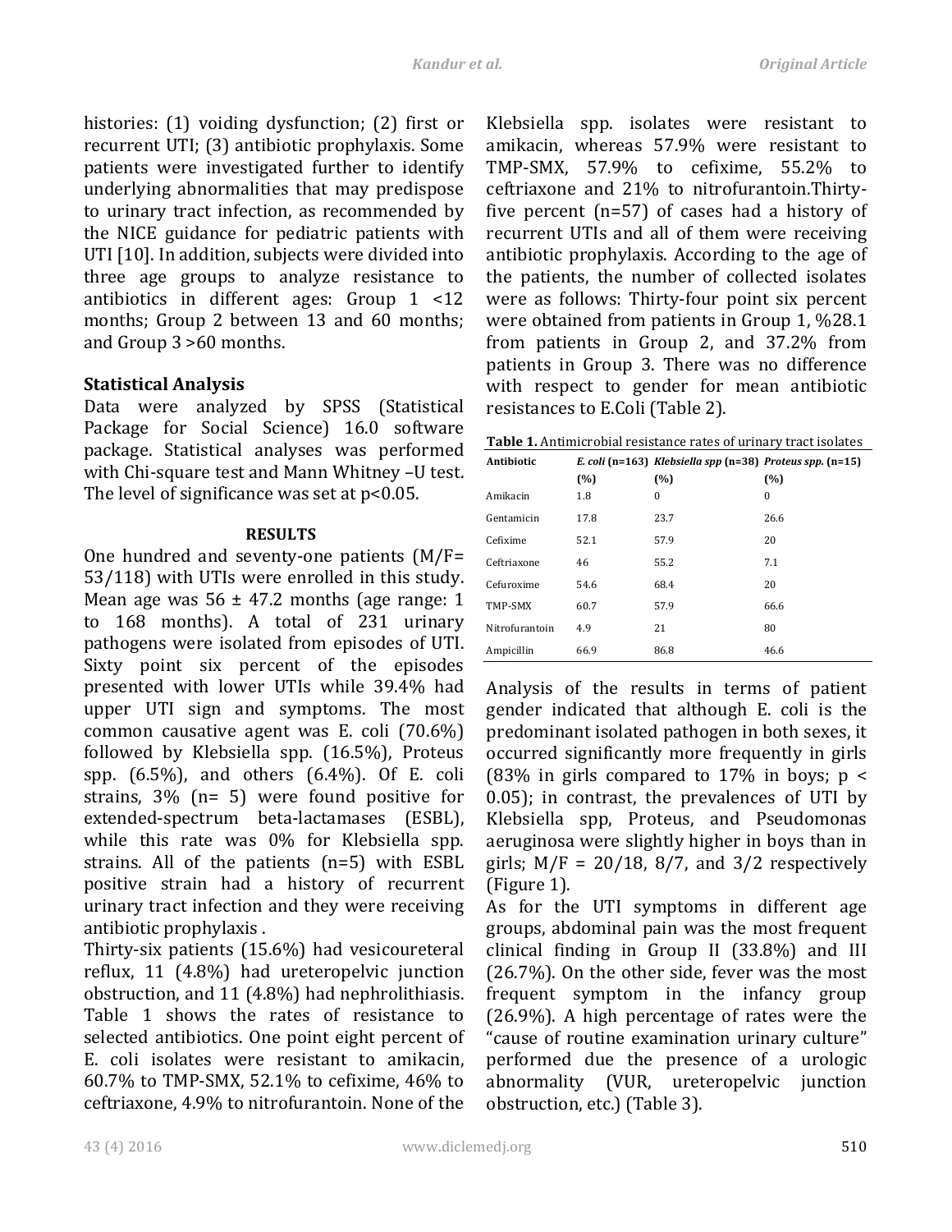histories: (1) voiding dysfunction; (2) first or recurrent UTI; (3) antibiotic prophylaxis. Some patients were investigated further to identify underlying abnormalities that may predispose to urinary tract infection, as recommended by the NICE guidance for pediatric patients with UTI [10]. In addition, subjects were divided into three age groups to analyze resistance to antibiotics in different ages: Group 1 <12 months; Group 2 between 13 and 60 months; and Group 3 >60 months.

### Statistical Analysis

Data were analyzed by SPSS (Statistical Package for Social Science) 16.0 software package. Statistical analyses was performed with Chi-square test and Mann Whitney –U test. The level of significance was set at $p<0.05$.

## RESULTS

One hundred and seventy-one patients (M/F= 53/118) with UTIs were enrolled in this study. Mean age was 56 ± 47.2 months (age range: 1 to 168 months). A total of 231 urinary pathogens were isolated from episodes of UTI. Sixty point six percent of the episodes presented with lower UTIs while 39.4% had upper UTI sign and symptoms. The most common causative agent was E. coli (70.6%) followed by Klebsiella spp. (16.5%), Proteus spp. (6.5%), and others (6.4%). Of E. coli strains, 3% (n= 5) were found positive for extended-spectrum beta-lactamases (ESBL), while this rate was 0% for Klebsiella spp. strains. All of the patients (n=5) with ESBL positive strain had a history of recurrent urinary tract infection and they were receiving antibiotic prophylaxis .

Thirty-six patients (15.6%) had vesicoureteral reflux, 11 (4.8%) had ureteropelvic junction obstruction, and 11 (4.8%) had nephrolithiasis. Table 1 shows the rates of resistance to selected antibiotics. One point eight percent of E. coli isolates were resistant to amikacin, 60.7% to TMP-SMX, 52.1% to cefixime, 46% to ceftriaxone, 4.9% to nitrofurantoin. None of the Klebsiella spp. isolates were resistant to amikacin, whereas 57.9% were resistant to TMP-SMX, 57.9% to cefixime, 55.2% to ceftriaxone and 21% to nitrofurantoin.Thirty-five percent (n=57) of cases had a history of recurrent UTIs and all of them were receiving antibiotic prophylaxis. According to the age of the patients, the number of collected isolates were as follows: Thirty-four point six percent were obtained from patients in Group 1, %28.1 from patients in Group 2, and 37.2% from patients in Group 3. There was no difference with respect to gender for mean antibiotic resistances to E.Coli (Table 2).

**Table 1.** Antimicrobial resistance rates of urinary tract isolates

| Antibiotic | *E. coli* (n=163) (%) | *Klebsiella spp* (n=38) (%) | *Proteus spp.* (n=15) (%) |
|---|---|---|---|
| Amikacin | 1.8 | 0 | 0 |
| Gentamicin | 17.8 | 23.7 | 26.6 |
| Cefixime | 52.1 | 57.9 | 20 |
| Ceftriaxone | 46 | 55.2 | 7.1 |
| Cefuroxime | 54.6 | 68.4 | 20 |
| TMP-SMX | 60.7 | 57.9 | 66.6 |
| Nitrofurantoin | 4.9 | 21 | 80 |
| Ampicillin | 66.9 | 86.8 | 46.6 |

Analysis of the results in terms of patient gender indicated that although E. coli is the predominant isolated pathogen in both sexes, it occurred significantly more frequently in girls (83% in girls compared to 17% in boys; $p < 0.05$); in contrast, the prevalences of UTI by Klebsiella spp, Proteus, and Pseudomonas aeruginosa were slightly higher in boys than in girls; M/F = 20/18, 8/7, and 3/2 respectively (Figure 1).

As for the UTI symptoms in different age groups, abdominal pain was the most frequent clinical finding in Group II (33.8%) and III (26.7%). On the other side, fever was the most frequent symptom in the infancy group (26.9%). A high percentage of rates were the "cause of routine examination urinary culture" performed due the presence of a urologic abnormality (VUR, ureteropelvic junction obstruction, etc.) (Table 3).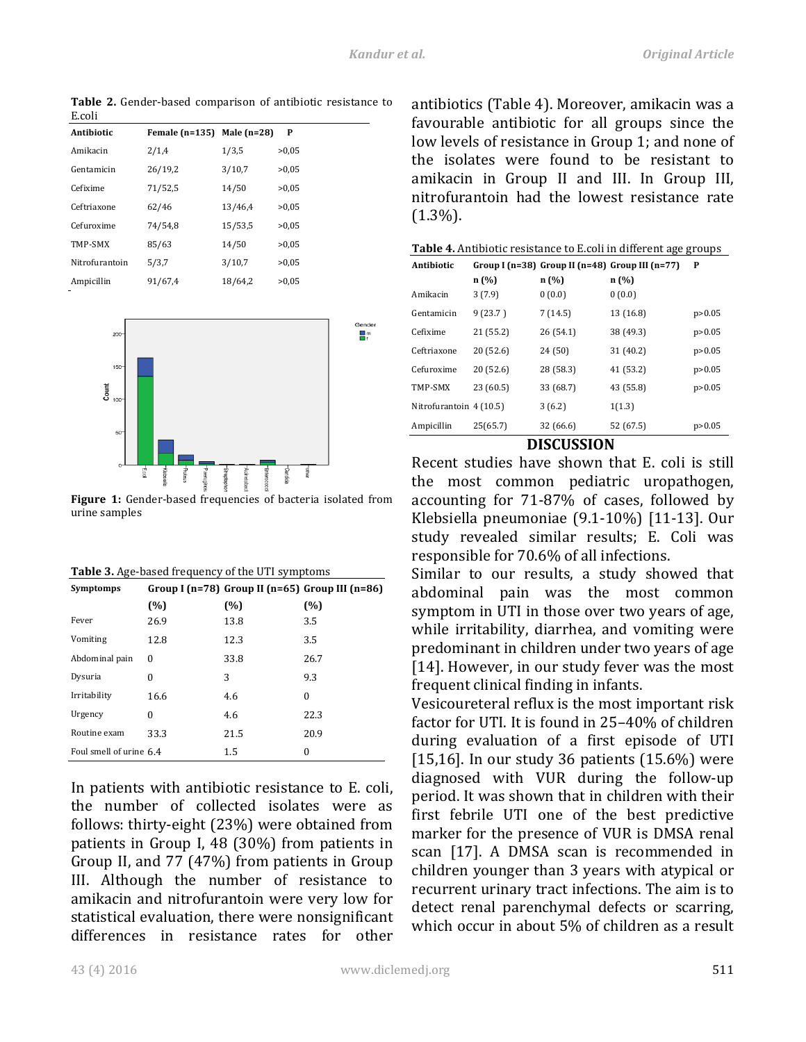**Table 2.** Gender-based comparison of antibiotic resistance to E.coli

| Antibiotic | Female (n=135) | Male (n=28) | P |
|---|---|---|---|
| Amikacin | 2/1,4 | 1/3,5 | >0,05 |
| Gentamicin | 26/19,2 | 3/10,7 | >0,05 |
| Cefixime | 71/52,5 | 14/50 | >0,05 |
| Ceftriaxone | 62/46 | 13/46,4 | >0,05 |
| Cefuroxime | 74/54,8 | 15/53,5 | >0,05 |
| TMP-SMX | 85/63 | 14/50 | >0,05 |
| Nitrofurantoin | 5/3,7 | 3/10,7 | >0,05 |
| Ampicillin | 91/67,4 | 18/64,2 | >0,05 |

**Figure 1:** Gender-based frequencies of bacteria isolated from urine samples

**Table 3.** Age-based frequency of the UTI symptoms

| Symptomps | Group I (n=78) | Group II (n=65) | Group III (n=86) |
|---|---|---|---|
| | (%) | (%) | (%) |
| Fever | 26.9 | 13.8 | 3.5 |
| Vomiting | 12.8 | 12.3 | 3.5 |
| Abdominal pain | 0 | 33.8 | 26.7 |
| Dysuria | 0 | 3 | 9.3 |
| Irritability | 16.6 | 4.6 | 0 |
| Urgency | 0 | 4.6 | 22.3 |
| Routine exam | 33.3 | 21.5 | 20.9 |
| Foul smell of urine | 6.4 | 1.5 | 0 |

In patients with antibiotic resistance to E. coli, the number of collected isolates were as follows: thirty-eight (23%) were obtained from patients in Group I, 48 (30%) from patients in Group II, and 77 (47%) from patients in Group III. Although the number of resistance to amikacin and nitrofurantoin were very low for statistical evaluation, there were nonsignificant differences in resistance rates for other antibiotics (Table 4). Moreover, amikacin was a favourable antibiotic for all groups since the low levels of resistance in Group 1; and none of the isolates were found to be resistant to amikacin in Group II and III. In Group III, nitrofurantoin had the lowest resistance rate (1.3%).

**Table 4.** Antibiotic resistance to E.coli in different age groups

| Antibiotic | Group I (n=38) | Group II (n=48) | Group III (n=77) | P |
|---|---|---|---|---|
| | n (%) | n (%) | n (%) | |
| Amikacin | 3 (7.9) | 0 (0.0) | 0 (0.0) | |
| Gentamicin | 9 (23.7 ) | 7 (14.5) | 13 (16.8) | p>0.05 |
| Cefixime | 21 (55.2) | 26 (54.1) | 38 (49.3) | p>0.05 |
| Ceftriaxone | 20 (52.6) | 24 (50) | 31 (40.2) | p>0.05 |
| Cefuroxime | 20 (52.6) | 28 (58.3) | 41 (53.2) | p>0.05 |
| TMP-SMX | 23 (60.5) | 33 (68.7) | 43 (55.8) | p>0.05 |
| Nitrofurantoin | 4 (10.5) | 3 (6.2) | 1(1.3) | |
| Ampicillin | 25(65.7) | 32 (66.6) | 52 (67.5) | p>0.05 |

## DISCUSSION

Recent studies have shown that E. coli is still the most common pediatric uropathogen, accounting for 71-87% of cases, followed by Klebsiella pneumoniae (9.1-10%) [11-13]. Our study revealed similar results; E. Coli was responsible for 70.6% of all infections.

Similar to our results, a study showed that abdominal pain was the most common symptom in UTI in those over two years of age, while irritability, diarrhea, and vomiting were predominant in children under two years of age [14]. However, in our study fever was the most frequent clinical finding in infants.

Vesicoureteral reflux is the most important risk factor for UTI. It is found in 25–40% of children during evaluation of a first episode of UTI [15,16]. In our study 36 patients (15.6%) were diagnosed with VUR during the follow-up period. It was shown that in children with their first febrile UTI one of the best predictive marker for the presence of VUR is DMSA renal scan [17]. A DMSA scan is recommended in children younger than 3 years with atypical or recurrent urinary tract infections. The aim is to detect renal parenchymal defects or scarring, which occur in about 5% of children as a result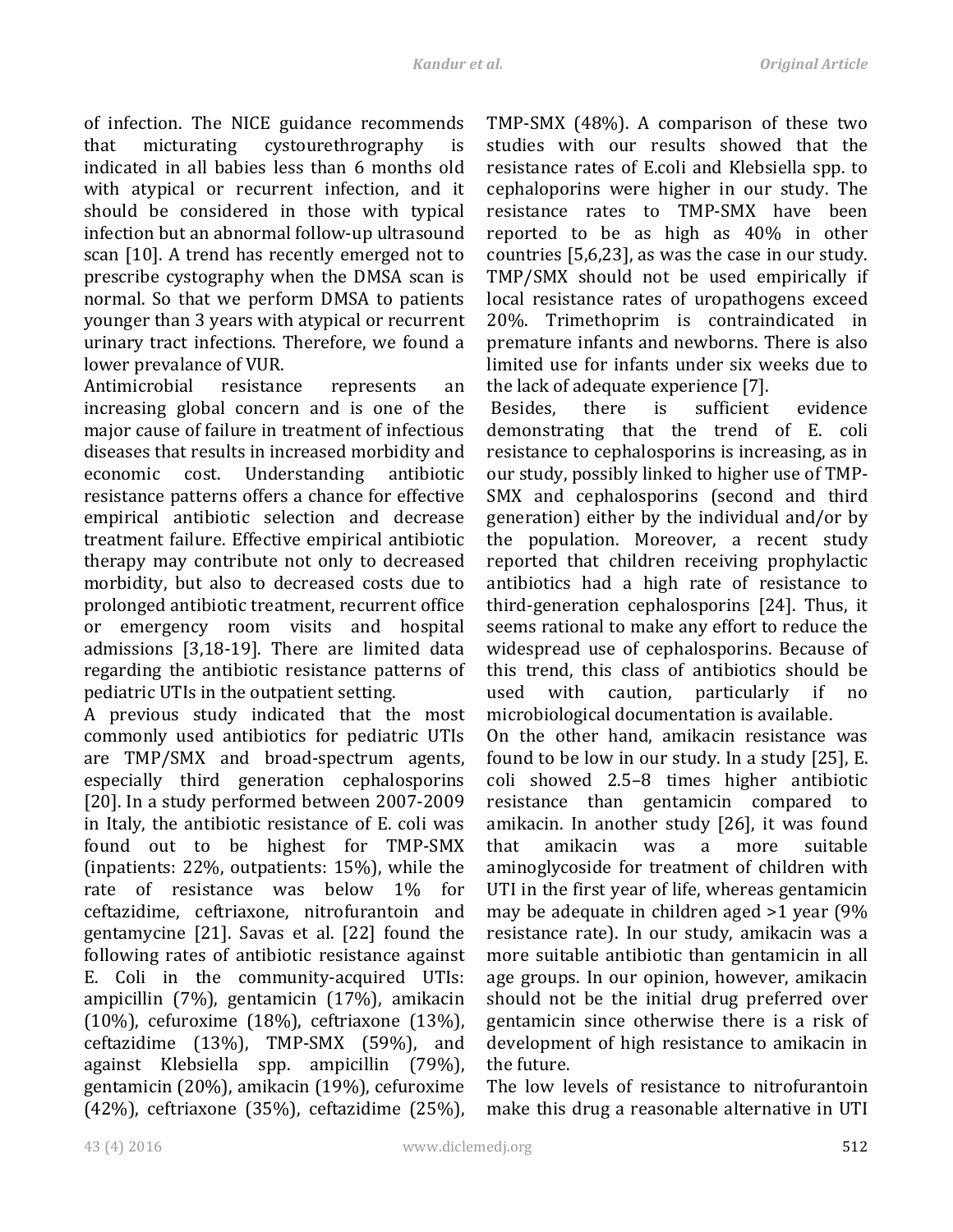of infection. The NICE guidance recommends that micturating cystourethrography is indicated in all babies less than 6 months old with atypical or recurrent infection, and it should be considered in those with typical infection but an abnormal follow-up ultrasound scan [10]. A trend has recently emerged not to prescribe cystography when the DMSA scan is normal. So that we perform DMSA to patients younger than 3 years with atypical or recurrent urinary tract infections. Therefore, we found a lower prevalance of VUR.

Antimicrobial resistance represents an increasing global concern and is one of the major cause of failure in treatment of infectious diseases that results in increased morbidity and economic cost. Understanding antibiotic resistance patterns offers a chance for effective empirical antibiotic selection and decrease treatment failure. Effective empirical antibiotic therapy may contribute not only to decreased morbidity, but also to decreased costs due to prolonged antibiotic treatment, recurrent office or emergency room visits and hospital admissions [3,18-19]. There are limited data regarding the antibiotic resistance patterns of pediatric UTIs in the outpatient setting.

A previous study indicated that the most commonly used antibiotics for pediatric UTIs are TMP/SMX and broad-spectrum agents, especially third generation cephalosporins [20]. In a study performed between 2007-2009 in Italy, the antibiotic resistance of E. coli was found out to be highest for TMP-SMX (inpatients: 22%, outpatients: 15%), while the rate of resistance was below 1% for ceftazidime, ceftriaxone, nitrofurantoin and gentamycine [21]. Savas et al. [22] found the following rates of antibiotic resistance against E. Coli in the community-acquired UTIs: ampicillin (7%), gentamicin (17%), amikacin (10%), cefuroxime (18%), ceftriaxone (13%), ceftazidime (13%), TMP-SMX (59%), and against Klebsiella spp. ampicillin (79%), gentamicin (20%), amikacin (19%), cefuroxime (42%), ceftriaxone (35%), ceftazidime (25%), TMP-SMX (48%). A comparison of these two studies with our results showed that the resistance rates of E.coli and Klebsiella spp. to cephaloporins were higher in our study. The resistance rates to TMP-SMX have been reported to be as high as 40% in other countries [5,6,23], as was the case in our study. TMP/SMX should not be used empirically if local resistance rates of uropathogens exceed 20%. Trimethoprim is contraindicated in premature infants and newborns. There is also limited use for infants under six weeks due to the lack of adequate experience [7].

Besides, there is sufficient evidence demonstrating that the trend of E. coli resistance to cephalosporins is increasing, as in our study, possibly linked to higher use of TMP-SMX and cephalosporins (second and third generation) either by the individual and/or by the population. Moreover, a recent study reported that children receiving prophylactic antibiotics had a high rate of resistance to third-generation cephalosporins [24]. Thus, it seems rational to make any effort to reduce the widespread use of cephalosporins. Because of this trend, this class of antibiotics should be used with caution, particularly if no microbiological documentation is available.

On the other hand, amikacin resistance was found to be low in our study. In a study [25], E. coli showed 2.5–8 times higher antibiotic resistance than gentamicin compared to amikacin. In another study [26], it was found that amikacin was a more suitable aminoglycoside for treatment of children with UTI in the first year of life, whereas gentamicin may be adequate in children aged >1 year (9% resistance rate). In our study, amikacin was a more suitable antibiotic than gentamicin in all age groups. In our opinion, however, amikacin should not be the initial drug preferred over gentamicin since otherwise there is a risk of development of high resistance to amikacin in the future.

The low levels of resistance to nitrofurantoin make this drug a reasonable alternative in UTI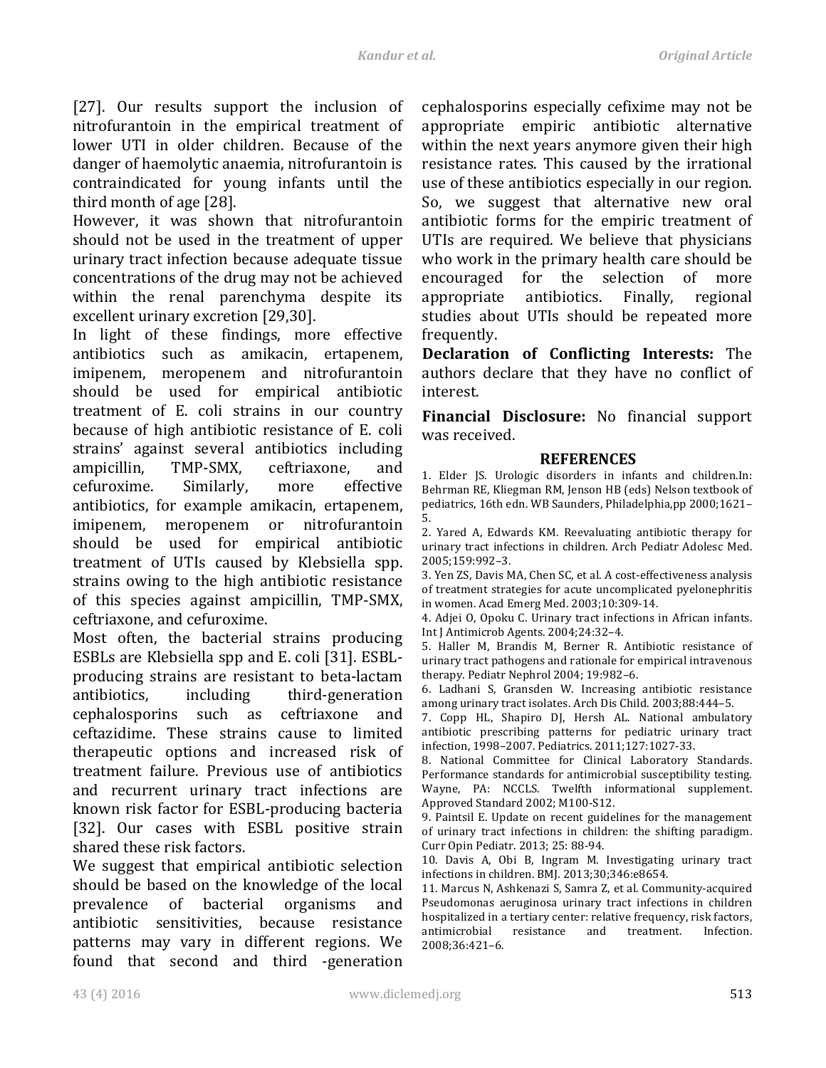[27]. Our results support the inclusion of nitrofurantoin in the empirical treatment of lower UTI in older children. Because of the danger of haemolytic anaemia, nitrofurantoin is contraindicated for young infants until the third month of age [28].

However, it was shown that nitrofurantoin should not be used in the treatment of upper urinary tract infection because adequate tissue concentrations of the drug may not be achieved within the renal parenchyma despite its excellent urinary excretion [29,30].

In light of these findings, more effective antibiotics such as amikacin, ertapenem, imipenem, meropenem and nitrofurantoin should be used for empirical antibiotic treatment of E. coli strains in our country because of high antibiotic resistance of E. coli strains' against several antibiotics including ampicillin, TMP-SMX, ceftriaxone, and cefuroxime. Similarly, more effective antibiotics, for example amikacin, ertapenem, imipenem, meropenem or nitrofurantoin should be used for empirical antibiotic treatment of UTIs caused by Klebsiella spp. strains owing to the high antibiotic resistance of this species against ampicillin, TMP-SMX, ceftriaxone, and cefuroxime.

Most often, the bacterial strains producing ESBLs are Klebsiella spp and E. coli [31]. ESBL-producing strains are resistant to beta-lactam antibiotics, including third-generation cephalosporins such as ceftriaxone and ceftazidime. These strains cause to limited therapeutic options and increased risk of treatment failure. Previous use of antibiotics and recurrent urinary tract infections are known risk factor for ESBL-producing bacteria [32]. Our cases with ESBL positive strain shared these risk factors.

We suggest that empirical antibiotic selection should be based on the knowledge of the local prevalence of bacterial organisms and antibiotic sensitivities, because resistance patterns may vary in different regions. We found that second and third -generation cephalosporins especially cefixime may not be appropriate empiric antibiotic alternative within the next years anymore given their high resistance rates. This caused by the irrational use of these antibiotics especially in our region. So, we suggest that alternative new oral antibiotic forms for the empiric treatment of UTIs are required. We believe that physicians who work in the primary health care should be encouraged for the selection of more appropriate antibiotics. Finally, regional studies about UTIs should be repeated more frequently.

**Declaration of Conflicting Interests:** The authors declare that they have no conflict of interest.

**Financial Disclosure:** No financial support was received.

## REFERENCES

1. Elder JS. Urologic disorders in infants and children.In: Behrman RE, Kliegman RM, Jenson HB (eds) Nelson textbook of pediatrics, 16th edn. WB Saunders, Philadelphia,pp 2000;1621–5.
2. Yared A, Edwards KM. Reevaluating antibiotic therapy for urinary tract infections in children. Arch Pediatr Adolesc Med. 2005;159:992–3.
3. Yen ZS, Davis MA, Chen SC, et al. A cost-effectiveness analysis of treatment strategies for acute uncomplicated pyelonephritis in women. Acad Emerg Med. 2003;10:309-14.
4. Adjei O, Opoku C. Urinary tract infections in African infants. Int J Antimicrob Agents. 2004;24:32–4.
5. Haller M, Brandis M, Berner R. Antibiotic resistance of urinary tract pathogens and rationale for empirical intravenous therapy. Pediatr Nephrol 2004; 19:982–6.
6. Ladhani S, Gransden W. Increasing antibiotic resistance among urinary tract isolates. Arch Dis Child. 2003;88:444–5.
7. Copp HL, Shapiro DJ, Hersh AL. National ambulatory antibiotic prescribing patterns for pediatric urinary tract infection, 1998–2007. Pediatrics. 2011;127:1027-33.
8. National Committee for Clinical Laboratory Standards. Performance standards for antimicrobial susceptibility testing. Wayne, PA: NCCLS. Twelfth informational supplement. Approved Standard 2002; M100-S12.
9. Paintsil E. Update on recent guidelines for the management of urinary tract infections in children: the shifting paradigm. Curr Opin Pediatr. 2013; 25: 88-94.
10. Davis A, Obi B, Ingram M. Investigating urinary tract infections in children. BMJ. 2013;30;346:e8654.
11. Marcus N, Ashkenazi S, Samra Z, et al. Community-acquired Pseudomonas aeruginosa urinary tract infections in children hospitalized in a tertiary center: relative frequency, risk factors, antimicrobial resistance and treatment. Infection. 2008;36:421–6.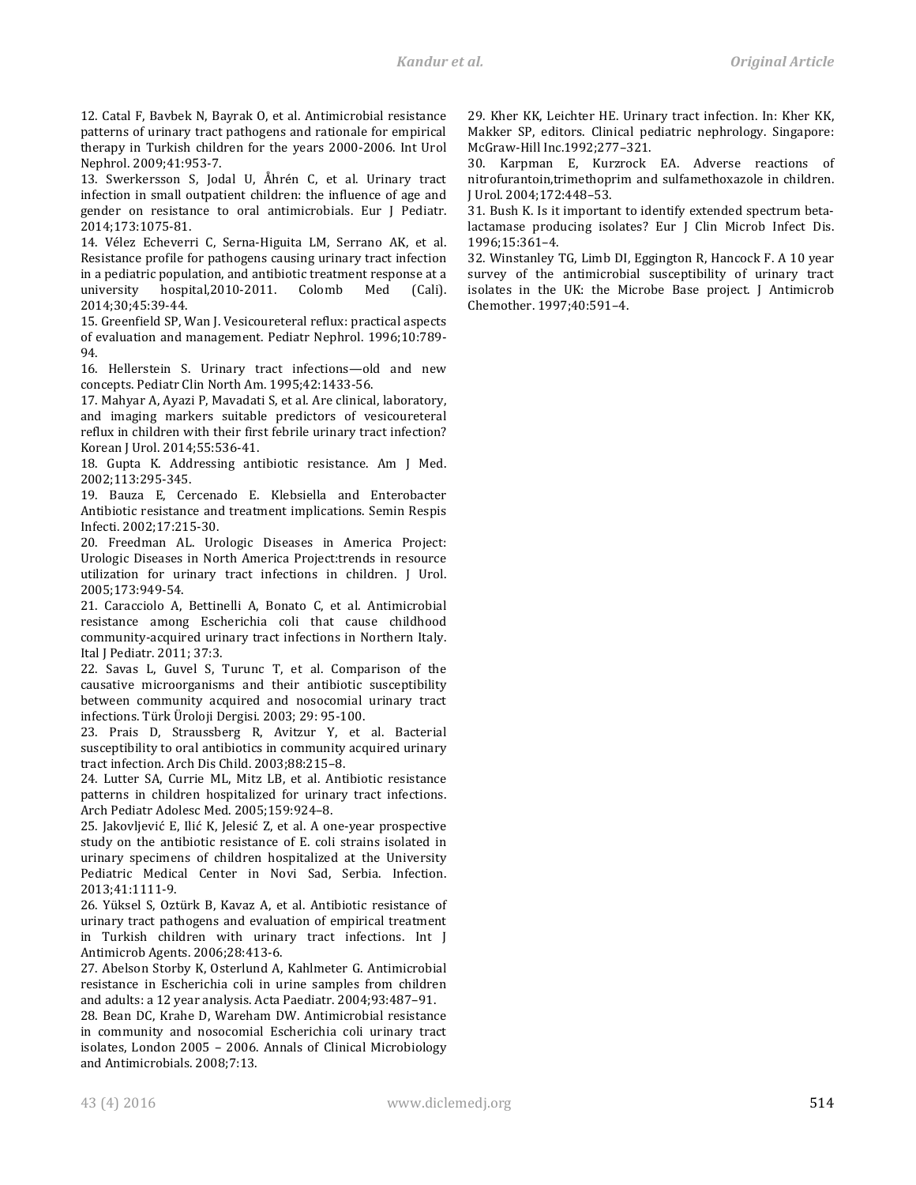12. Catal F, Bavbek N, Bayrak O, et al. Antimicrobial resistance patterns of urinary tract pathogens and rationale for empirical therapy in Turkish children for the years 2000-2006. Int Urol Nephrol. 2009;41:953-7.

13. Swerkersson S, Jodal U, Åhrén C, et al. Urinary tract infection in small outpatient children: the influence of age and gender on resistance to oral antimicrobials. Eur J Pediatr. 2014;173:1075-81.

14. Vélez Echeverri C, Serna-Higuita LM, Serrano AK, et al. Resistance profile for pathogens causing urinary tract infection in a pediatric population, and antibiotic treatment response at a university hospital,2010-2011. Colomb Med (Cali). 2014;30;45:39-44.

15. Greenfield SP, Wan J. Vesicoureteral reflux: practical aspects of evaluation and management. Pediatr Nephrol. 1996;10:789-94.

16. Hellerstein S. Urinary tract infections—old and new concepts. Pediatr Clin North Am. 1995;42:1433-56.

17. Mahyar A, Ayazi P, Mavadati S, et al. Are clinical, laboratory, and imaging markers suitable predictors of vesicoureteral reflux in children with their first febrile urinary tract infection? Korean J Urol. 2014;55:536-41.

18. Gupta K. Addressing antibiotic resistance. Am J Med. 2002;113:295-345.

19. Bauza E, Cercenado E. Klebsiella and Enterobacter Antibiotic resistance and treatment implications. Semin Respis Infecti. 2002;17:215-30.

20. Freedman AL. Urologic Diseases in America Project: Urologic Diseases in North America Project:trends in resource utilization for urinary tract infections in children. J Urol. 2005;173:949-54.

21. Caracciolo A, Bettinelli A, Bonato C, et al. Antimicrobial resistance among Escherichia coli that cause childhood community-acquired urinary tract infections in Northern Italy. Ital J Pediatr. 2011; 37:3.

22. Savas L, Guvel S, Turunc T, et al. Comparison of the causative microorganisms and their antibiotic susceptibility between community acquired and nosocomial urinary tract infections. Türk Üroloji Dergisi. 2003; 29: 95-100.

23. Prais D, Straussberg R, Avitzur Y, et al. Bacterial susceptibility to oral antibiotics in community acquired urinary tract infection. Arch Dis Child. 2003;88:215–8.

24. Lutter SA, Currie ML, Mitz LB, et al. Antibiotic resistance patterns in children hospitalized for urinary tract infections. Arch Pediatr Adolesc Med. 2005;159:924–8.

25. Jakovljević E, Ilić K, Jelesić Z, et al. A one-year prospective study on the antibiotic resistance of E. coli strains isolated in urinary specimens of children hospitalized at the University Pediatric Medical Center in Novi Sad, Serbia. Infection. 2013;41:1111-9.

26. Yüksel S, Oztürk B, Kavaz A, et al. Antibiotic resistance of urinary tract pathogens and evaluation of empirical treatment in Turkish children with urinary tract infections. Int J Antimicrob Agents. 2006;28:413-6.

27. Abelson Storby K, Osterlund A, Kahlmeter G. Antimicrobial resistance in Escherichia coli in urine samples from children and adults: a 12 year analysis. Acta Paediatr. 2004;93:487–91.

28. Bean DC, Krahe D, Wareham DW. Antimicrobial resistance in community and nosocomial Escherichia coli urinary tract isolates, London 2005 – 2006. Annals of Clinical Microbiology and Antimicrobials. 2008;7:13.

29. Kher KK, Leichter HE. Urinary tract infection. In: Kher KK, Makker SP, editors. Clinical pediatric nephrology. Singapore: McGraw-Hill Inc.1992;277–321.

30. Karpman E, Kurzrock EA. Adverse reactions of nitrofurantoin,trimethoprim and sulfamethoxazole in children. J Urol. 2004;172:448–53.

31. Bush K. Is it important to identify extended spectrum beta-lactamase producing isolates? Eur J Clin Microb Infect Dis. 1996;15:361–4.

32. Winstanley TG, Limb DI, Eggington R, Hancock F. A 10 year survey of the antimicrobial susceptibility of urinary tract isolates in the UK: the Microbe Base project. J Antimicrob Chemother. 1997;40:591–4.